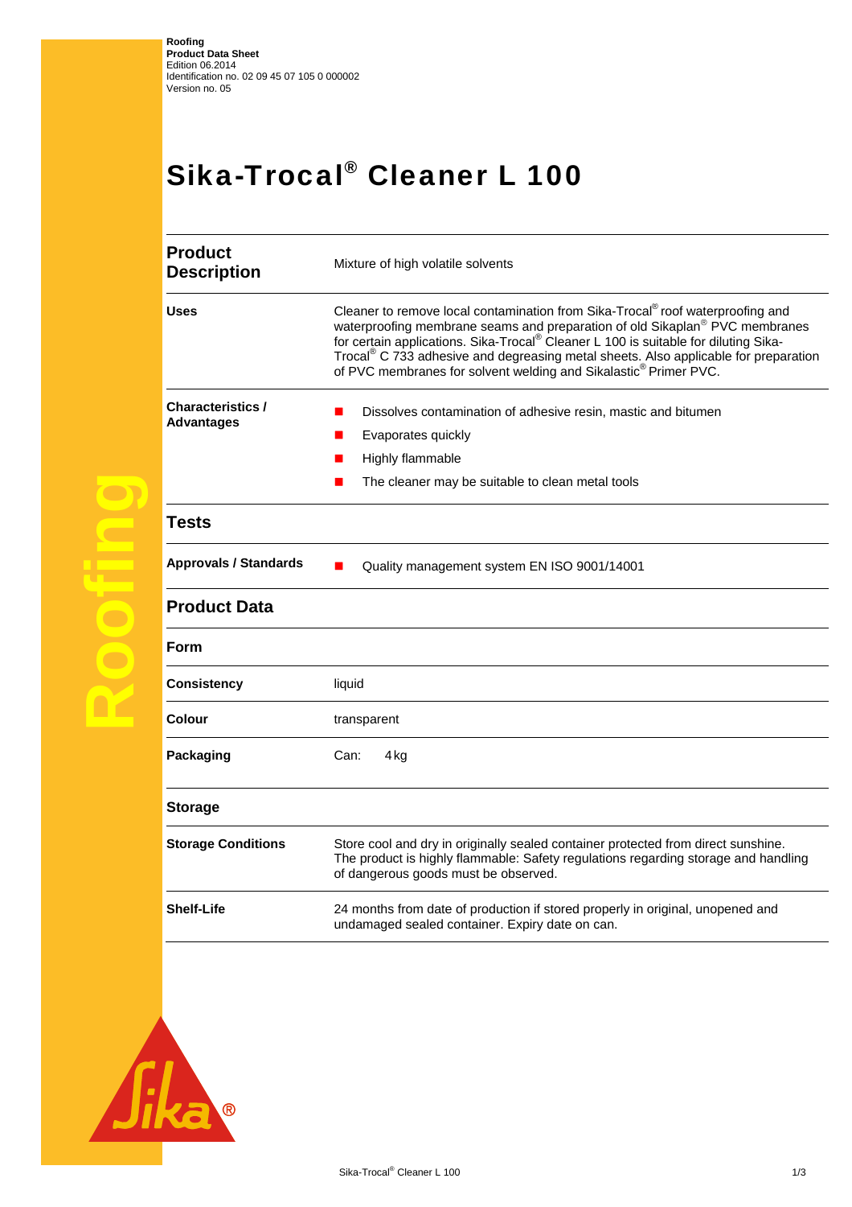**Roofing**
**Product Data Sheet**
Edition 06.2014
Identification no. 02 09 45 07 105 0 000002
Version no. 05

# Sika-Trocal® Cleaner L 100

| | |
|---|---|
| **Product Description** | Mixture of high volatile solvents |
| **Uses** | Cleaner to remove local contamination from Sika-Trocal® roof waterproofing and waterproofing membrane seams and preparation of old Sikaplan® PVC membranes for certain applications. Sika-Trocal® Cleaner L 100 is suitable for diluting Sika-Trocal® C 733 adhesive and degreasing metal sheets. Also applicable for preparation of PVC membranes for solvent welding and Sikalastic® Primer PVC. |
| **Characteristics / Advantages** | ■ Dissolves contamination of adhesive resin, mastic and bitumen<br>■ Evaporates quickly<br>■ Highly flammable<br>■ The cleaner may be suitable to clean metal tools |

## Tests

| | |
|---|---|
| **Approvals / Standards** | ■ Quality management system EN ISO 9001/14001 |

## Product Data

### Form

| | |
|---|---|
| **Consistency** | liquid |
| **Colour** | transparent |
| **Packaging** | Can: 4 kg |

### Storage

| | |
|---|---|
| **Storage Conditions** | Store cool and dry in originally sealed container protected from direct sunshine. The product is highly flammable: Safety regulations regarding storage and handling of dangerous goods must be observed. |
| **Shelf-Life** | 24 months from date of production if stored properly in original, unopened and undamaged sealed container. Expiry date on can. |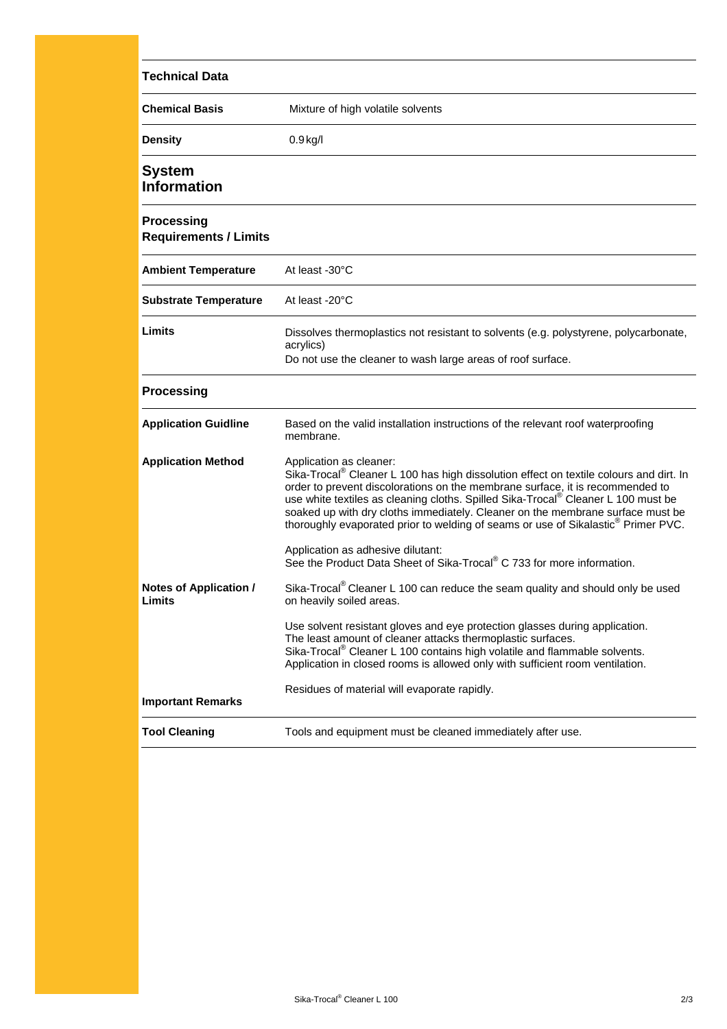## Technical Data

**Chemical Basis**
Mixture of high volatile solvents

**Density**
0.9 kg/l

## System Information

### Processing Requirements / Limits

**Ambient Temperature**
At least -30°C

**Substrate Temperature**
At least -20°C

**Limits**
Dissolves thermoplastics not resistant to solvents (e.g. polystyrene, polycarbonate, acrylics)
Do not use the cleaner to wash large areas of roof surface.

### Processing

**Application Guidline**
Based on the valid installation instructions of the relevant roof waterproofing membrane.

**Application Method**
Application as cleaner:
Sika-Trocal® Cleaner L 100 has high dissolution effect on textile colours and dirt. In order to prevent discolorations on the membrane surface, it is recommended to use white textiles as cleaning cloths. Spilled Sika-Trocal® Cleaner L 100 must be soaked up with dry cloths immediately. Cleaner on the membrane surface must be thoroughly evaporated prior to welding of seams or use of Sikalastic® Primer PVC.

Application as adhesive dilutant:
See the Product Data Sheet of Sika-Trocal® C 733 for more information.

**Notes of Application / Limits**
Sika-Trocal® Cleaner L 100 can reduce the seam quality and should only be used on heavily soiled areas.

Use solvent resistant gloves and eye protection glasses during application.
The least amount of cleaner attacks thermoplastic surfaces.
Sika-Trocal® Cleaner L 100 contains high volatile and flammable solvents.
Application in closed rooms is allowed only with sufficient room ventilation.

**Important Remarks**
Residues of material will evaporate rapidly.

**Tool Cleaning**
Tools and equipment must be cleaned immediately after use.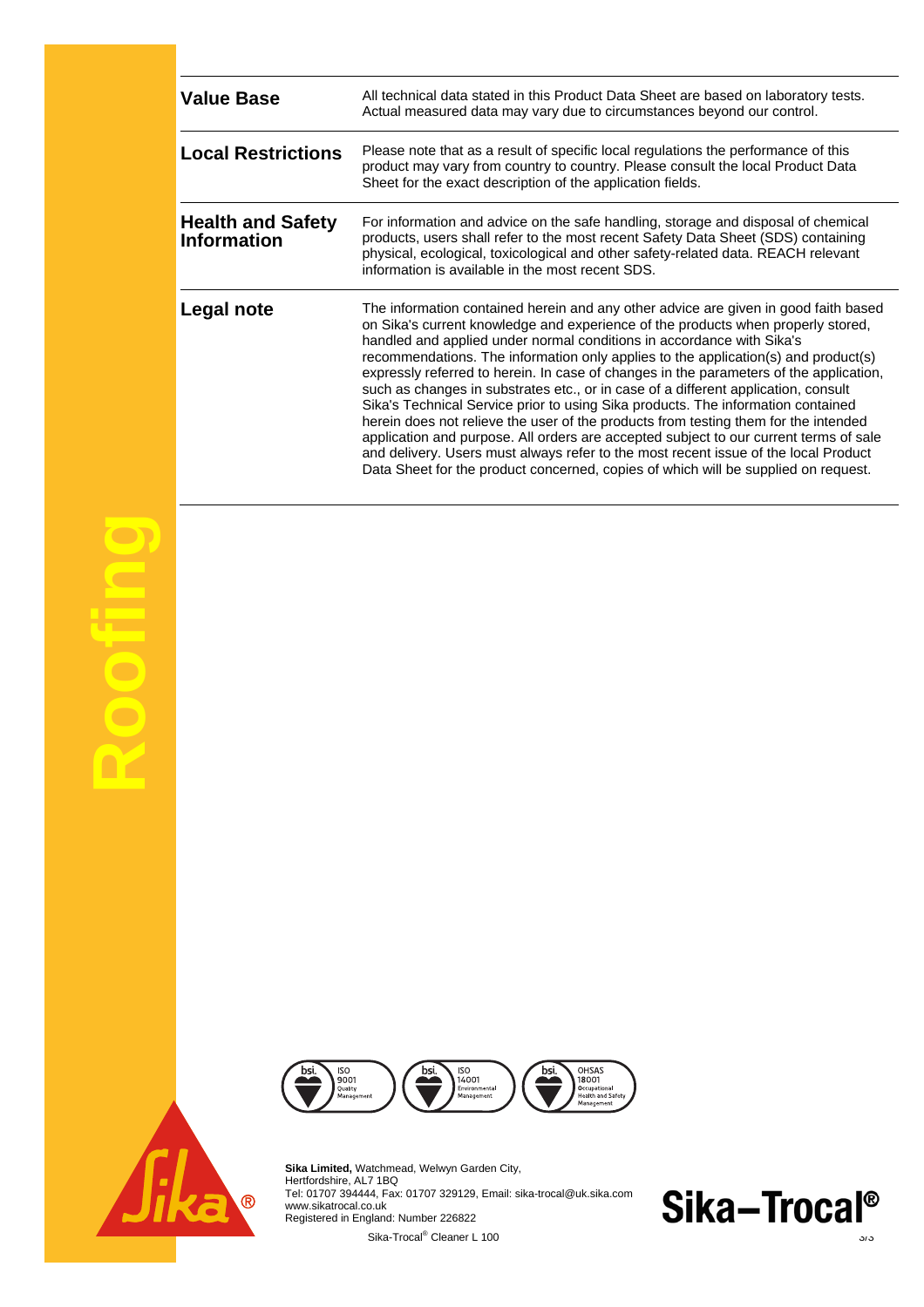## Value Base

All technical data stated in this Product Data Sheet are based on laboratory tests. Actual measured data may vary due to circumstances beyond our control.

## Local Restrictions

Please note that as a result of specific local regulations the performance of this product may vary from country to country. Please consult the local Product Data Sheet for the exact description of the application fields.

## Health and Safety Information

For information and advice on the safe handling, storage and disposal of chemical products, users shall refer to the most recent Safety Data Sheet (SDS) containing physical, ecological, toxicological and other safety-related data. REACH relevant information is available in the most recent SDS.

## Legal note

The information contained herein and any other advice are given in good faith based on Sika's current knowledge and experience of the products when properly stored, handled and applied under normal conditions in accordance with Sika's recommendations. The information only applies to the application(s) and product(s) expressly referred to herein. In case of changes in the parameters of the application, such as changes in substrates etc., or in case of a different application, consult Sika's Technical Service prior to using Sika products. The information contained herein does not relieve the user of the products from testing them for the intended application and purpose. All orders are accepted subject to our current terms of sale and delivery. Users must always refer to the most recent issue of the local Product Data Sheet for the product concerned, copies of which will be supplied on request.

**Sika Limited,** Watchmead, Welwyn Garden City,
Hertfordshire, AL7 1BQ
Tel: 01707 394444, Fax: 01707 329129, Email: sika-trocal@uk.sika.com
www.sikatrocal.co.uk
Registered in England: Number 226822